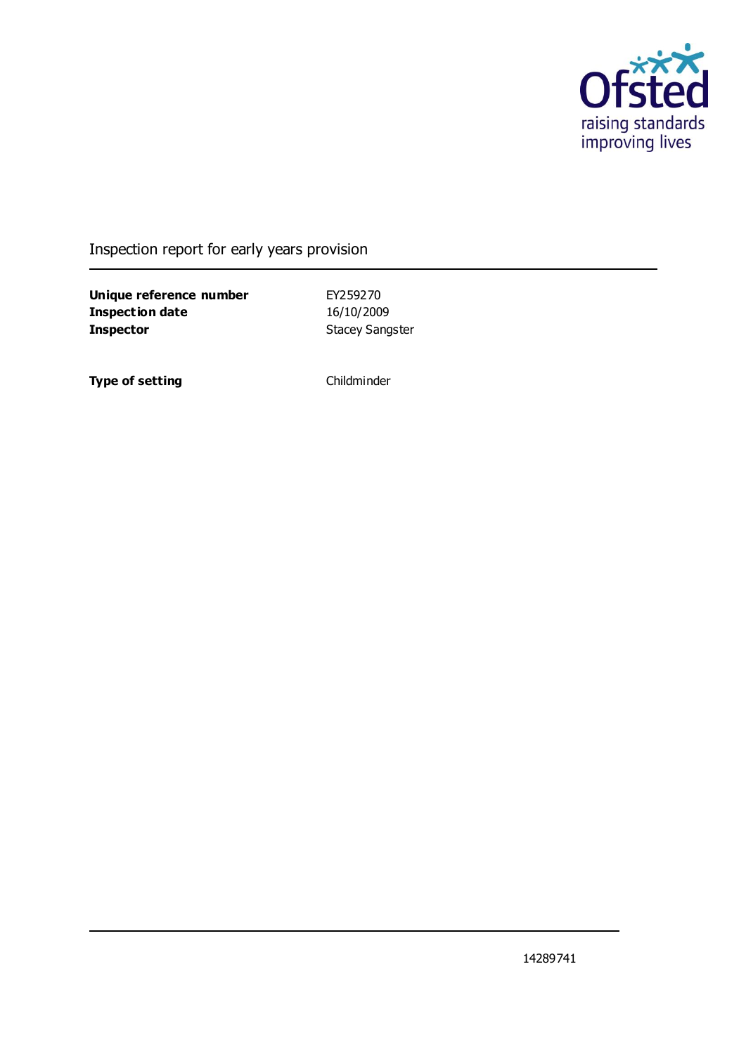Ofsted
raising standards
improving lives

# Inspection report for early years provision

| | |
|---|---|
| **Unique reference number** | EY259270 |
| **Inspection date** | 16/10/2009 |
| **Inspector** | Stacey Sangster |

| | |
|---|---|
| **Type of setting** | Childminder |

14289741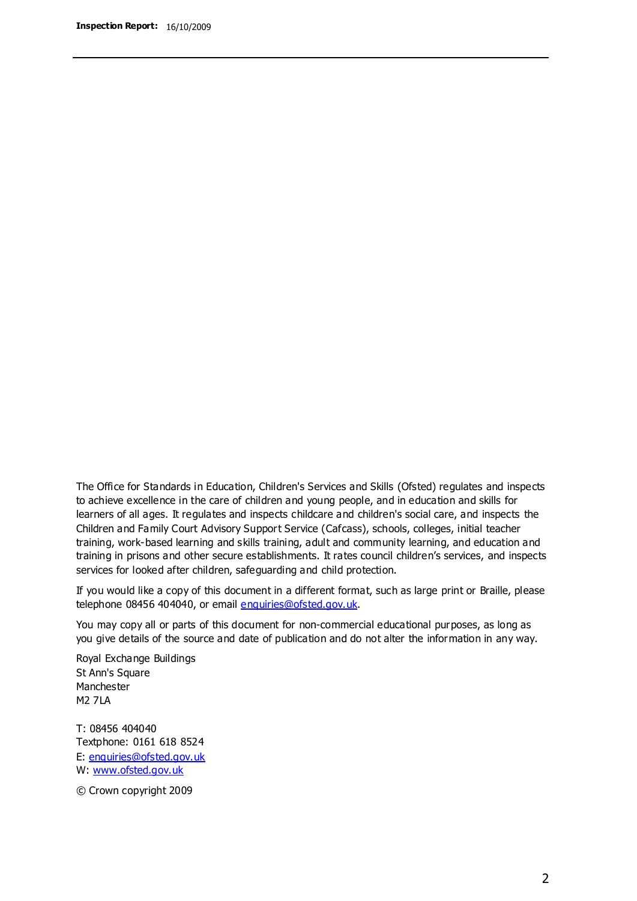The Office for Standards in Education, Children's Services and Skills (Ofsted) regulates and inspects to achieve excellence in the care of children and young people, and in education and skills for learners of all ages. It regulates and inspects childcare and children's social care, and inspects the Children and Family Court Advisory Support Service (Cafcass), schools, colleges, initial teacher training, work-based learning and skills training, adult and community learning, and education and training in prisons and other secure establishments. It rates council children's services, and inspects services for looked after children, safeguarding and child protection.

If you would like a copy of this document in a different format, such as large print or Braille, please telephone 08456 404040, or email enquiries@ofsted.gov.uk.

You may copy all or parts of this document for non-commercial educational purposes, as long as you give details of the source and date of publication and do not alter the information in any way.

Royal Exchange Buildings
St Ann's Square
Manchester
M2 7LA

T: 08456 404040
Textphone: 0161 618 8524
E: enquiries@ofsted.gov.uk
W: www.ofsted.gov.uk

© Crown copyright 2009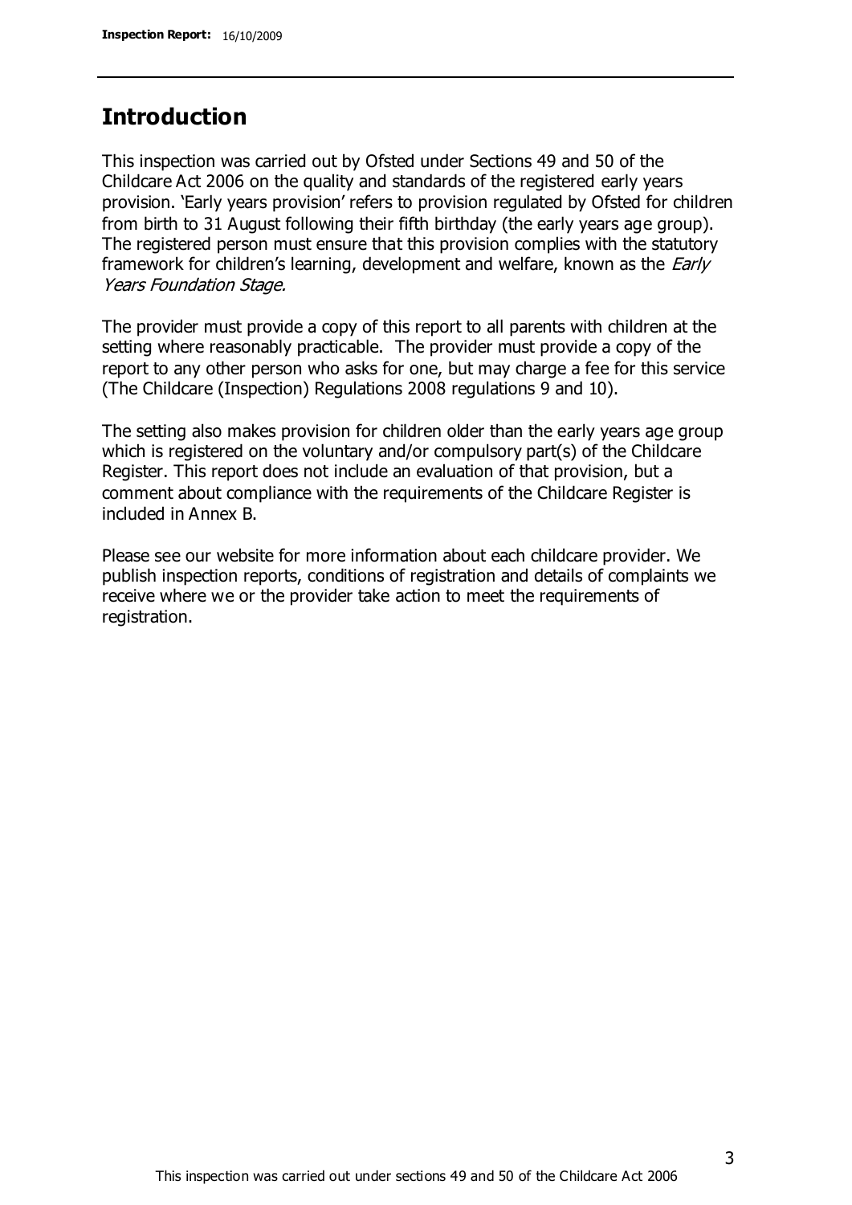## Introduction

This inspection was carried out by Ofsted under Sections 49 and 50 of the Childcare Act 2006 on the quality and standards of the registered early years provision. 'Early years provision' refers to provision regulated by Ofsted for children from birth to 31 August following their fifth birthday (the early years age group). The registered person must ensure that this provision complies with the statutory framework for children's learning, development and welfare, known as the *Early Years Foundation Stage.*

The provider must provide a copy of this report to all parents with children at the setting where reasonably practicable. The provider must provide a copy of the report to any other person who asks for one, but may charge a fee for this service (The Childcare (Inspection) Regulations 2008 regulations 9 and 10).

The setting also makes provision for children older than the early years age group which is registered on the voluntary and/or compulsory part(s) of the Childcare Register. This report does not include an evaluation of that provision, but a comment about compliance with the requirements of the Childcare Register is included in Annex B.

Please see our website for more information about each childcare provider. We publish inspection reports, conditions of registration and details of complaints we receive where we or the provider take action to meet the requirements of registration.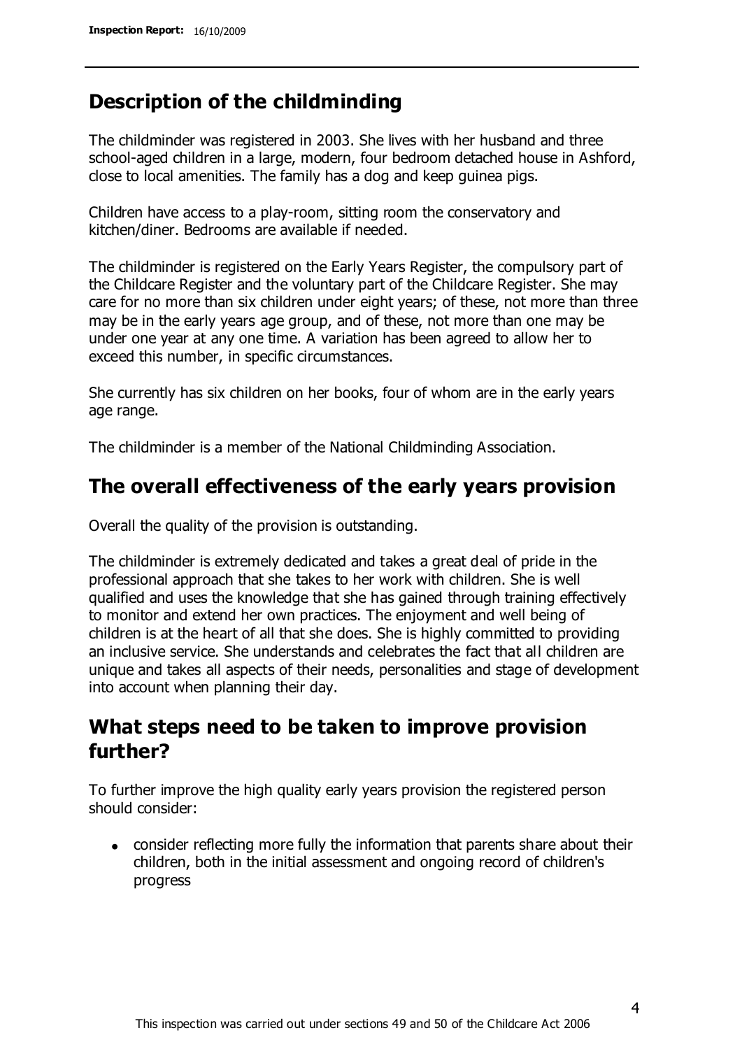## Description of the childminding

The childminder was registered in 2003. She lives with her husband and three school-aged children in a large, modern, four bedroom detached house in Ashford, close to local amenities. The family has a dog and keep guinea pigs.

Children have access to a play-room, sitting room the conservatory and kitchen/diner. Bedrooms are available if needed.

The childminder is registered on the Early Years Register, the compulsory part of the Childcare Register and the voluntary part of the Childcare Register. She may care for no more than six children under eight years; of these, not more than three may be in the early years age group, and of these, not more than one may be under one year at any one time. A variation has been agreed to allow her to exceed this number, in specific circumstances.

She currently has six children on her books, four of whom are in the early years age range.

The childminder is a member of the National Childminding Association.

## The overall effectiveness of the early years provision

Overall the quality of the provision is outstanding.

The childminder is extremely dedicated and takes a great deal of pride in the professional approach that she takes to her work with children. She is well qualified and uses the knowledge that she has gained through training effectively to monitor and extend her own practices. The enjoyment and well being of children is at the heart of all that she does. She is highly committed to providing an inclusive service. She understands and celebrates the fact that all children are unique and takes all aspects of their needs, personalities and stage of development into account when planning their day.

## What steps need to be taken to improve provision further?

To further improve the high quality early years provision the registered person should consider:

- consider reflecting more fully the information that parents share about their children, both in the initial assessment and ongoing record of children's progress

This inspection was carried out under sections 49 and 50 of the Childcare Act 2006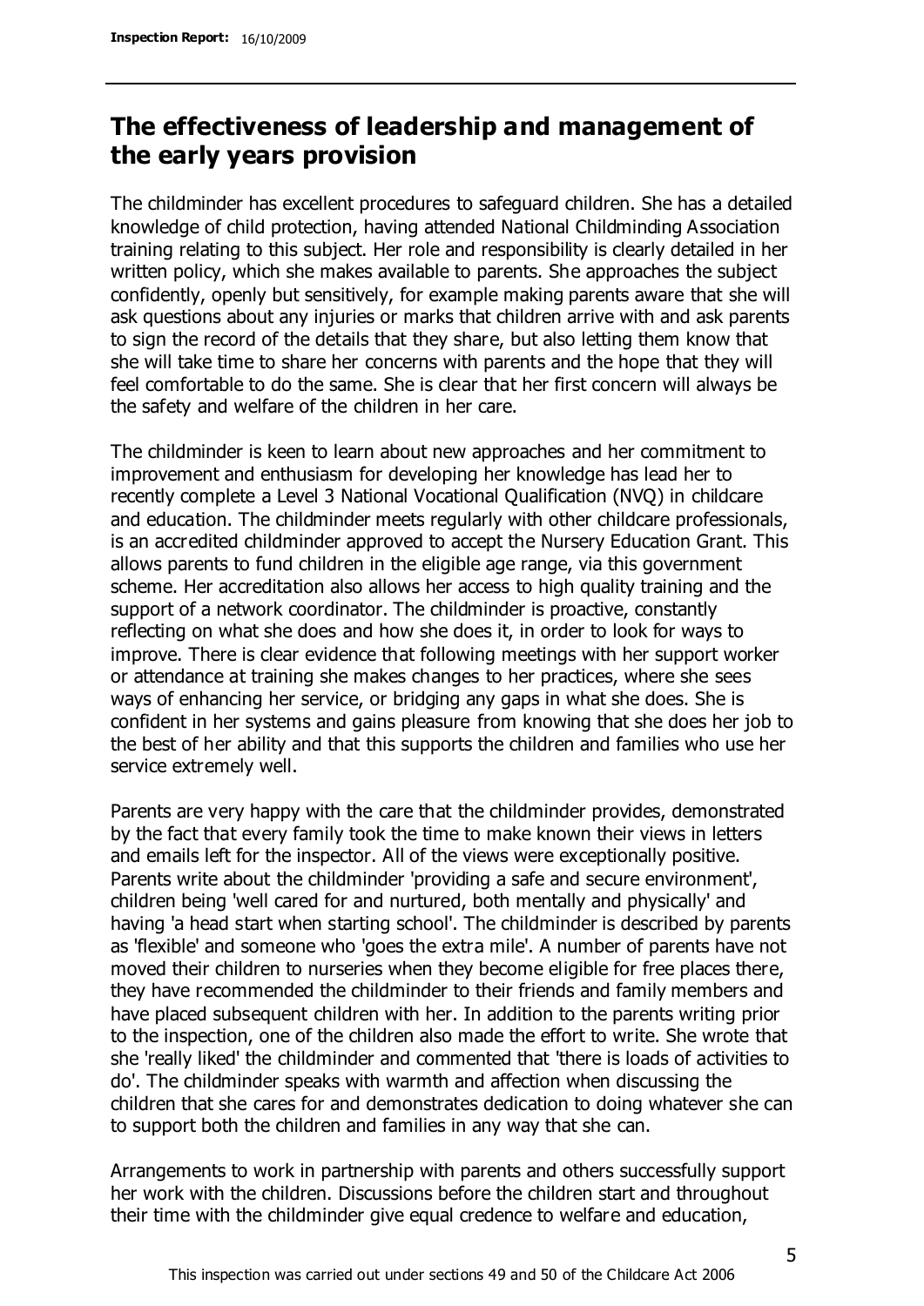## The effectiveness of leadership and management of the early years provision

The childminder has excellent procedures to safeguard children. She has a detailed knowledge of child protection, having attended National Childminding Association training relating to this subject. Her role and responsibility is clearly detailed in her written policy, which she makes available to parents. She approaches the subject confidently, openly but sensitively, for example making parents aware that she will ask questions about any injuries or marks that children arrive with and ask parents to sign the record of the details that they share, but also letting them know that she will take time to share her concerns with parents and the hope that they will feel comfortable to do the same. She is clear that her first concern will always be the safety and welfare of the children in her care.

The childminder is keen to learn about new approaches and her commitment to improvement and enthusiasm for developing her knowledge has lead her to recently complete a Level 3 National Vocational Qualification (NVQ) in childcare and education. The childminder meets regularly with other childcare professionals, is an accredited childminder approved to accept the Nursery Education Grant. This allows parents to fund children in the eligible age range, via this government scheme. Her accreditation also allows her access to high quality training and the support of a network coordinator. The childminder is proactive, constantly reflecting on what she does and how she does it, in order to look for ways to improve. There is clear evidence that following meetings with her support worker or attendance at training she makes changes to her practices, where she sees ways of enhancing her service, or bridging any gaps in what she does. She is confident in her systems and gains pleasure from knowing that she does her job to the best of her ability and that this supports the children and families who use her service extremely well.

Parents are very happy with the care that the childminder provides, demonstrated by the fact that every family took the time to make known their views in letters and emails left for the inspector. All of the views were exceptionally positive. Parents write about the childminder 'providing a safe and secure environment', children being 'well cared for and nurtured, both mentally and physically' and having 'a head start when starting school'. The childminder is described by parents as 'flexible' and someone who 'goes the extra mile'. A number of parents have not moved their children to nurseries when they become eligible for free places there, they have recommended the childminder to their friends and family members and have placed subsequent children with her. In addition to the parents writing prior to the inspection, one of the children also made the effort to write. She wrote that she 'really liked' the childminder and commented that 'there is loads of activities to do'. The childminder speaks with warmth and affection when discussing the children that she cares for and demonstrates dedication to doing whatever she can to support both the children and families in any way that she can.

Arrangements to work in partnership with parents and others successfully support her work with the children. Discussions before the children start and throughout their time with the childminder give equal credence to welfare and education,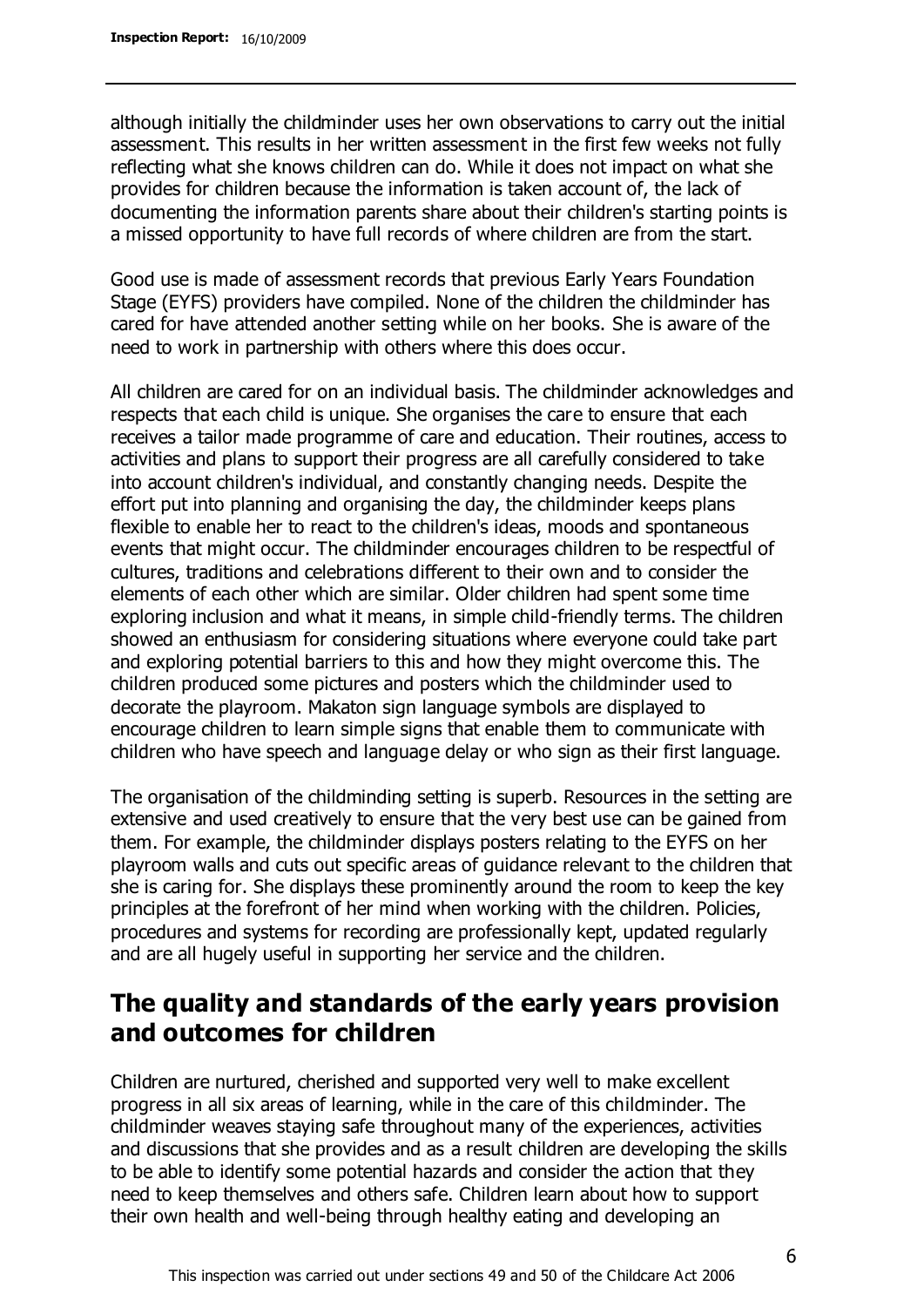although initially the childminder uses her own observations to carry out the initial assessment. This results in her written assessment in the first few weeks not fully reflecting what she knows children can do. While it does not impact on what she provides for children because the information is taken account of, the lack of documenting the information parents share about their children's starting points is a missed opportunity to have full records of where children are from the start.

Good use is made of assessment records that previous Early Years Foundation Stage (EYFS) providers have compiled. None of the children the childminder has cared for have attended another setting while on her books. She is aware of the need to work in partnership with others where this does occur.

All children are cared for on an individual basis. The childminder acknowledges and respects that each child is unique. She organises the care to ensure that each receives a tailor made programme of care and education. Their routines, access to activities and plans to support their progress are all carefully considered to take into account children's individual, and constantly changing needs. Despite the effort put into planning and organising the day, the childminder keeps plans flexible to enable her to react to the children's ideas, moods and spontaneous events that might occur. The childminder encourages children to be respectful of cultures, traditions and celebrations different to their own and to consider the elements of each other which are similar. Older children had spent some time exploring inclusion and what it means, in simple child-friendly terms. The children showed an enthusiasm for considering situations where everyone could take part and exploring potential barriers to this and how they might overcome this. The children produced some pictures and posters which the childminder used to decorate the playroom. Makaton sign language symbols are displayed to encourage children to learn simple signs that enable them to communicate with children who have speech and language delay or who sign as their first language.

The organisation of the childminding setting is superb. Resources in the setting are extensive and used creatively to ensure that the very best use can be gained from them. For example, the childminder displays posters relating to the EYFS on her playroom walls and cuts out specific areas of guidance relevant to the children that she is caring for. She displays these prominently around the room to keep the key principles at the forefront of her mind when working with the children. Policies, procedures and systems for recording are professionally kept, updated regularly and are all hugely useful in supporting her service and the children.

## The quality and standards of the early years provision and outcomes for children

Children are nurtured, cherished and supported very well to make excellent progress in all six areas of learning, while in the care of this childminder. The childminder weaves staying safe throughout many of the experiences, activities and discussions that she provides and as a result children are developing the skills to be able to identify some potential hazards and consider the action that they need to keep themselves and others safe. Children learn about how to support their own health and well-being through healthy eating and developing an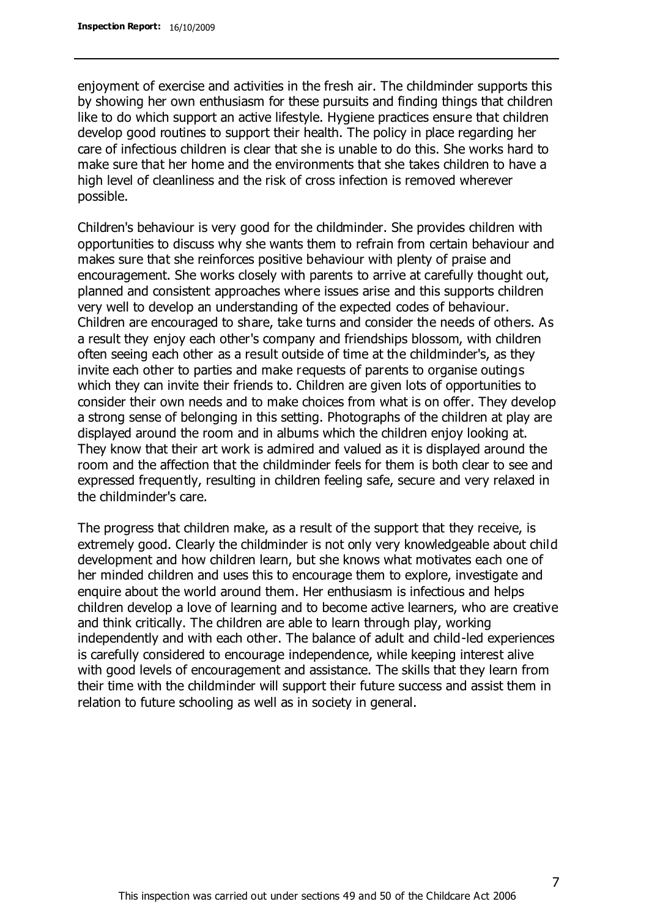enjoyment of exercise and activities in the fresh air. The childminder supports this by showing her own enthusiasm for these pursuits and finding things that children like to do which support an active lifestyle. Hygiene practices ensure that children develop good routines to support their health. The policy in place regarding her care of infectious children is clear that she is unable to do this. She works hard to make sure that her home and the environments that she takes children to have a high level of cleanliness and the risk of cross infection is removed wherever possible.

Children's behaviour is very good for the childminder. She provides children with opportunities to discuss why she wants them to refrain from certain behaviour and makes sure that she reinforces positive behaviour with plenty of praise and encouragement. She works closely with parents to arrive at carefully thought out, planned and consistent approaches where issues arise and this supports children very well to develop an understanding of the expected codes of behaviour. Children are encouraged to share, take turns and consider the needs of others. As a result they enjoy each other's company and friendships blossom, with children often seeing each other as a result outside of time at the childminder's, as they invite each other to parties and make requests of parents to organise outings which they can invite their friends to. Children are given lots of opportunities to consider their own needs and to make choices from what is on offer. They develop a strong sense of belonging in this setting. Photographs of the children at play are displayed around the room and in albums which the children enjoy looking at. They know that their art work is admired and valued as it is displayed around the room and the affection that the childminder feels for them is both clear to see and expressed frequently, resulting in children feeling safe, secure and very relaxed in the childminder's care.

The progress that children make, as a result of the support that they receive, is extremely good. Clearly the childminder is not only very knowledgeable about child development and how children learn, but she knows what motivates each one of her minded children and uses this to encourage them to explore, investigate and enquire about the world around them. Her enthusiasm is infectious and helps children develop a love of learning and to become active learners, who are creative and think critically. The children are able to learn through play, working independently and with each other. The balance of adult and child-led experiences is carefully considered to encourage independence, while keeping interest alive with good levels of encouragement and assistance. The skills that they learn from their time with the childminder will support their future success and assist them in relation to future schooling as well as in society in general.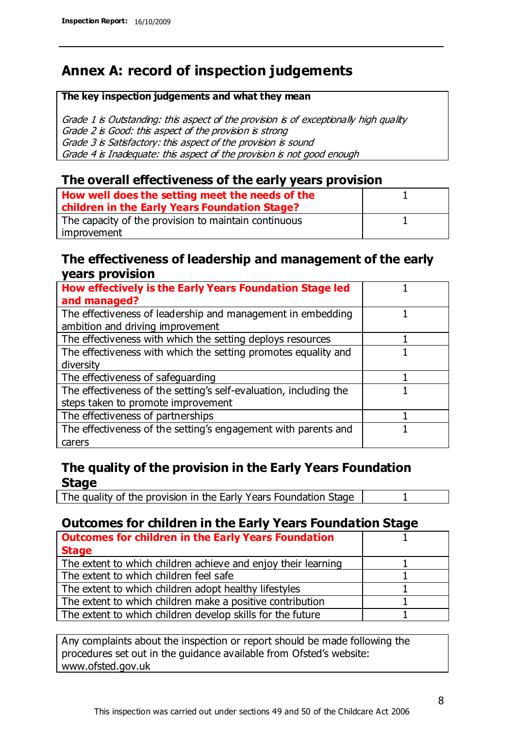# Annex A: record of inspection judgements

**The key inspection judgements and what they mean**

*Grade 1 is Outstanding: this aspect of the provision is of exceptionally high quality*
*Grade 2 is Good: this aspect of the provision is strong*
*Grade 3 is Satisfactory: this aspect of the provision is sound*
*Grade 4 is Inadequate: this aspect of the provision is not good enough*

## The overall effectiveness of the early years provision

| How well does the setting meet the needs of the children in the Early Years Foundation Stage? | 1 |
|---|---|
| The capacity of the provision to maintain continuous improvement | 1 |

## The effectiveness of leadership and management of the early years provision

| How effectively is the Early Years Foundation Stage led and managed? | 1 |
|---|---|
| The effectiveness of leadership and management in embedding ambition and driving improvement | 1 |
| The effectiveness with which the setting deploys resources | 1 |
| The effectiveness with which the setting promotes equality and diversity | 1 |
| The effectiveness of safeguarding | 1 |
| The effectiveness of the setting's self-evaluation, including the steps taken to promote improvement | 1 |
| The effectiveness of partnerships | 1 |
| The effectiveness of the setting's engagement with parents and carers | 1 |

## The quality of the provision in the Early Years Foundation Stage

| The quality of the provision in the Early Years Foundation Stage | 1 |
|---|---|

## Outcomes for children in the Early Years Foundation Stage

| Outcomes for children in the Early Years Foundation Stage | 1 |
|---|---|
| The extent to which children achieve and enjoy their learning | 1 |
| The extent to which children feel safe | 1 |
| The extent to which children adopt healthy lifestyles | 1 |
| The extent to which children make a positive contribution | 1 |
| The extent to which children develop skills for the future | 1 |

Any complaints about the inspection or report should be made following the procedures set out in the guidance available from Ofsted's website: www.ofsted.gov.uk

This inspection was carried out under sections 49 and 50 of the Childcare Act 2006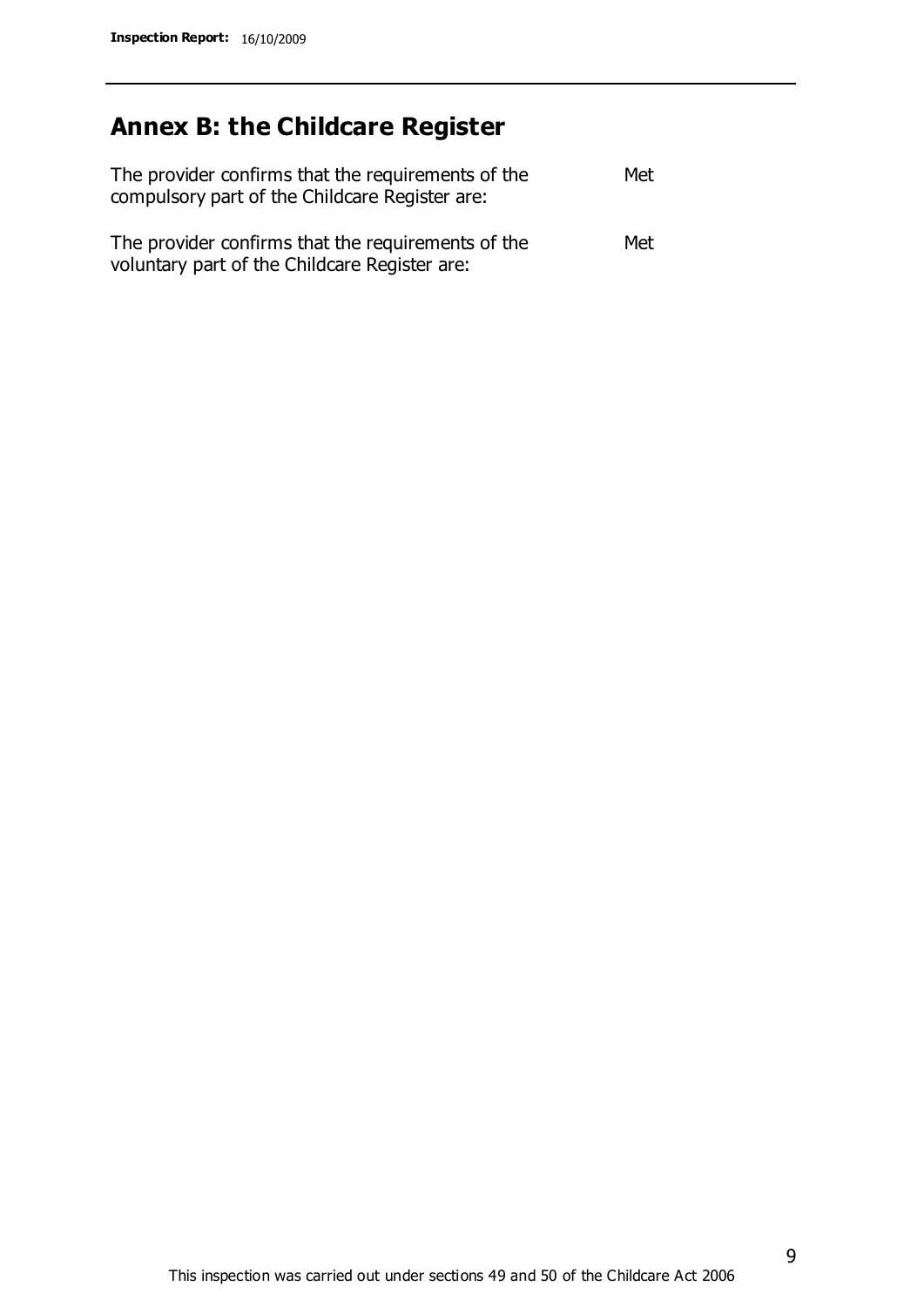## Annex B: the Childcare Register

| | |
|---|---|
| The provider confirms that the requirements of the compulsory part of the Childcare Register are: | Met |
| The provider confirms that the requirements of the voluntary part of the Childcare Register are: | Met |

This inspection was carried out under sections 49 and 50 of the Childcare Act 2006